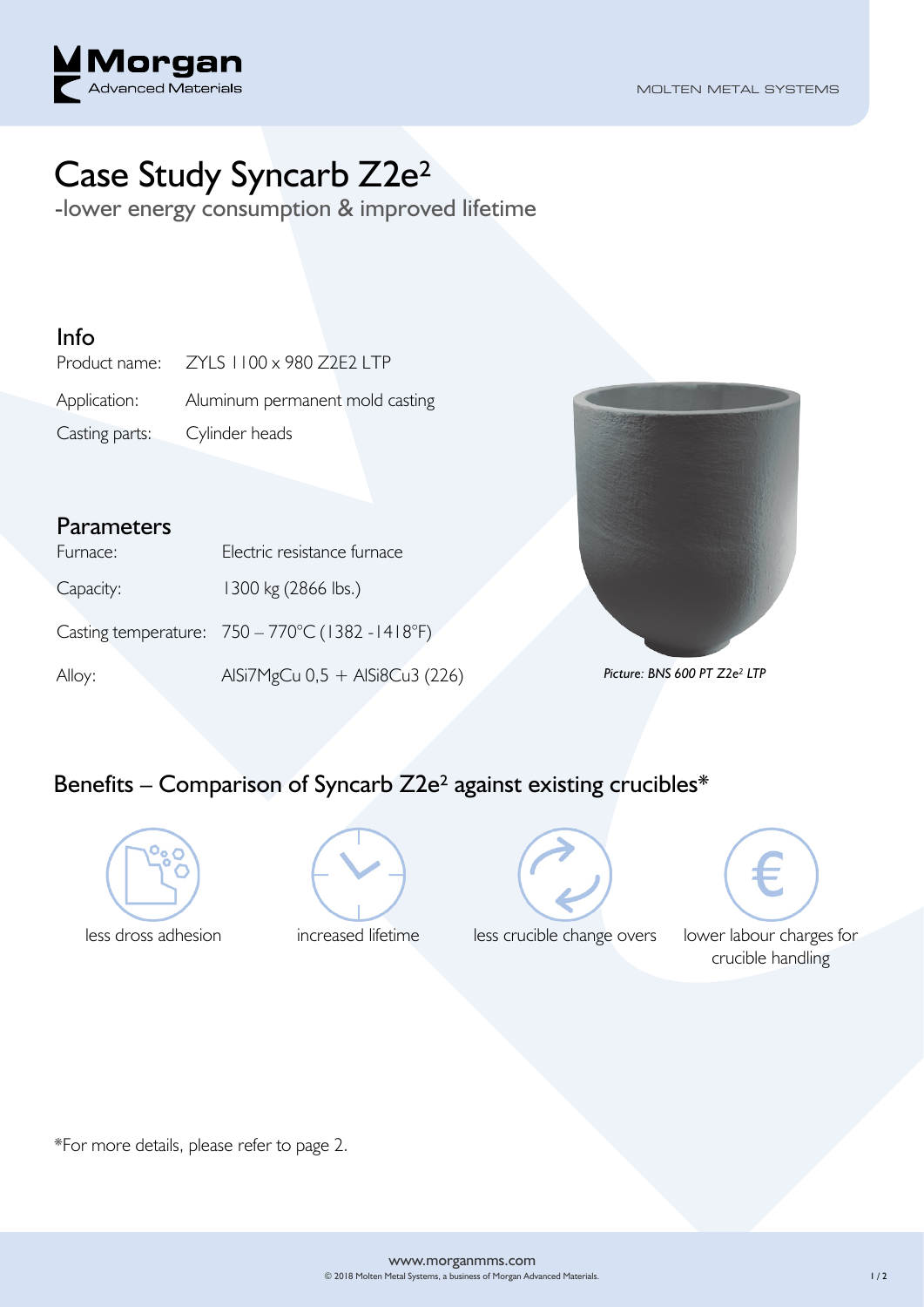# Case Study Syncarb Z2e²

-lower energy consumption & improved lifetime

## Info

| | |
|---|---|
| Product name: | ZYLS 1100 x 980 Z2E2 LTP |
| Application: | Aluminum permanent mold casting |
| Casting parts: | Cylinder heads |

## Parameters

| | |
|---|---|
| Furnace: | Electric resistance furnace |
| Capacity: | 1300 kg (2866 lbs.) |
| Casting temperature: | 750 – 770°C (1382 -1418°F) |
| Alloy: | AlSi7MgCu 0,5 + AlSi8Cu3 (226) |

*Picture: BNS 600 PT Z2e² LTP*

## Benefits – Comparison of Syncarb Z2e² against existing crucibles*

- less dross adhesion
- increased lifetime
- less crucible change overs
- lower labour charges for crucible handling

*For more details, please refer to page 2.

www.morganmms.com

© 2018 Molten Metal Systems, a business of Morgan Advanced Materials.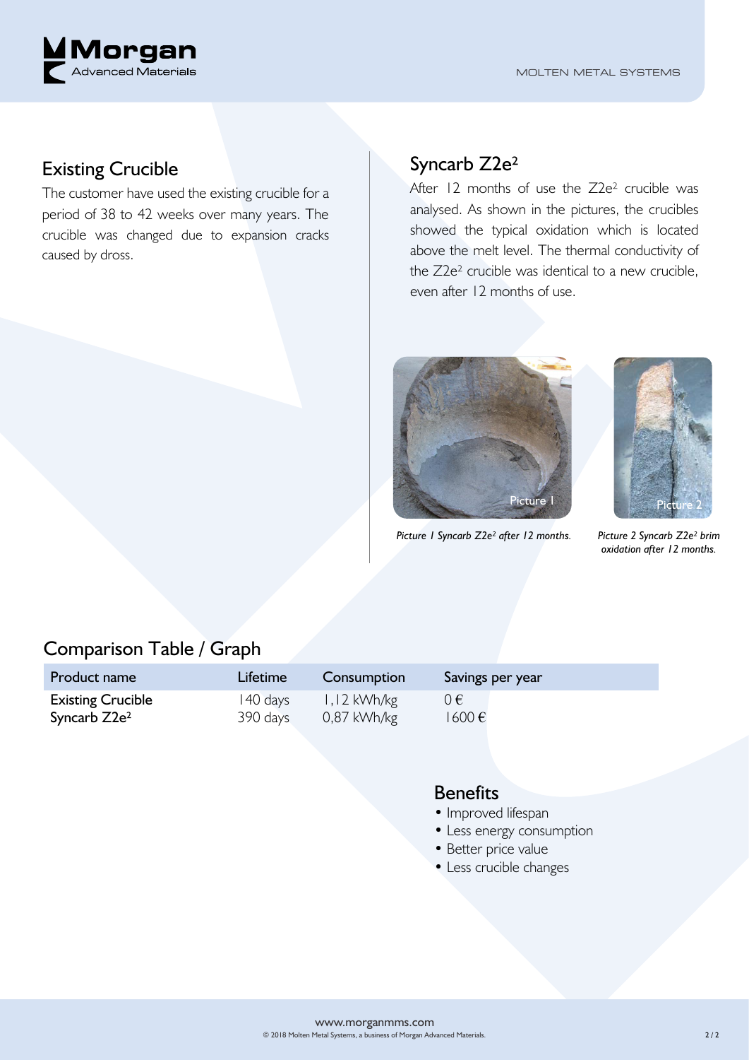## Existing Crucible

The customer have used the existing crucible for a period of 38 to 42 weeks over many years. The crucible was changed due to expansion cracks caused by dross.

## Syncarb Z2e²

After 12 months of use the Z2e² crucible was analysed. As shown in the pictures, the crucibles showed the typical oxidation which is located above the melt level. The thermal conductivity of the Z2e² crucible was identical to a new crucible, even after 12 months of use.

*Picture 1 Syncarb Z2e² after 12 months.*

*Picture 2 Syncarb Z2e² brim oxidation after 12 months.*

## Comparison Table / Graph

| Product name | Lifetime | Consumption | Savings per year |
|---|---|---|---|
| Existing Crucible | 140 days | 1,12 kWh/kg | 0 € |
| Syncarb Z2e² | 390 days | 0,87 kWh/kg | 1600 € |

## Benefits

- Improved lifespan
- Less energy consumption
- Better price value
- Less crucible changes